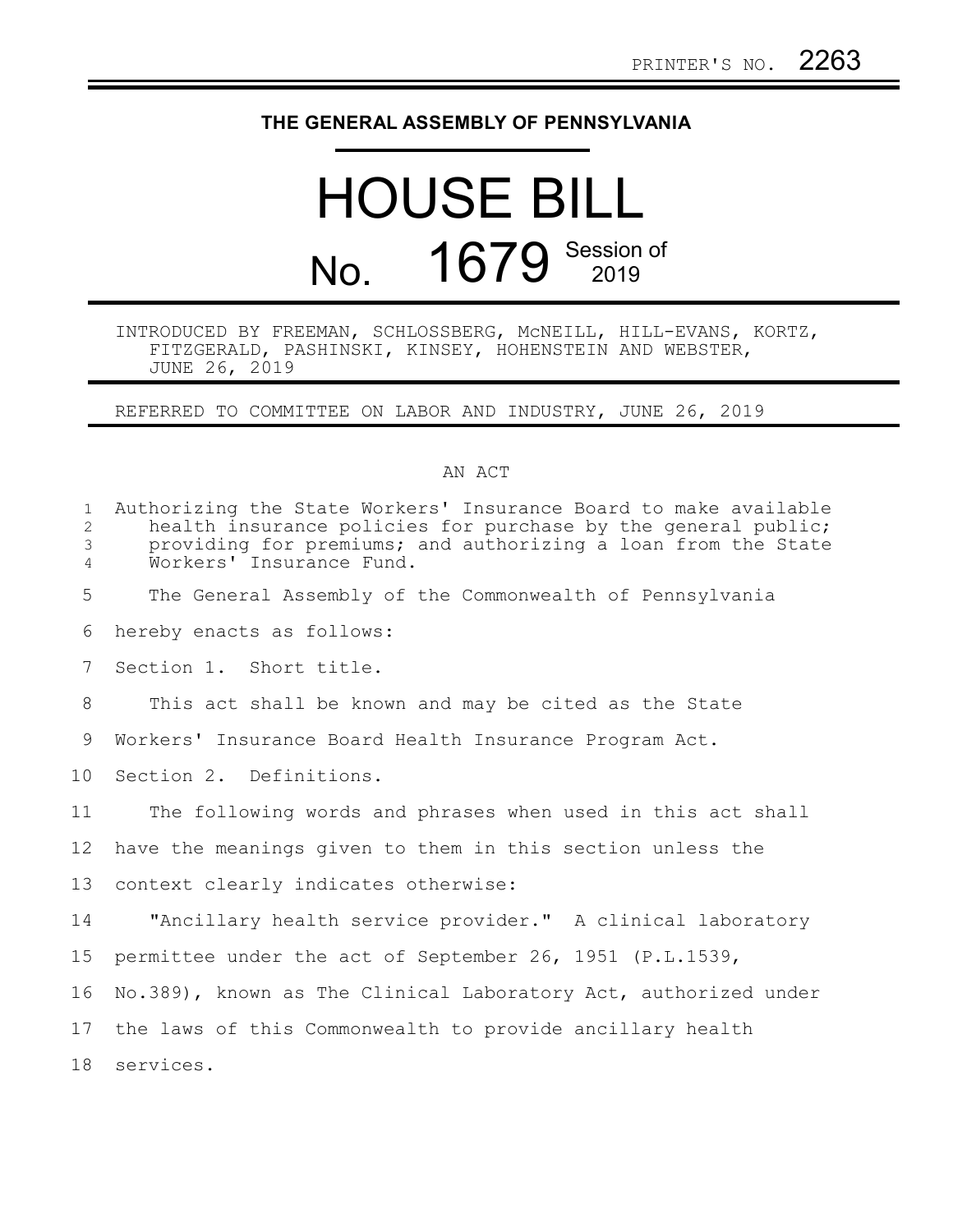PRINTER'S NO. 2263

# THE GENERAL ASSEMBLY OF PENNSYLVANIA

# HOUSE BILL

## No. 1679 Session of 2019

INTRODUCED BY FREEMAN, SCHLOSSBERG, McNEILL, HILL-EVANS, KORTZ, FITZGERALD, PASHINSKI, KINSEY, HOHENSTEIN AND WEBSTER, JUNE 26, 2019

REFERRED TO COMMITTEE ON LABOR AND INDUSTRY, JUNE 26, 2019

AN ACT

Authorizing the State Workers' Insurance Board to make available health insurance policies for purchase by the general public; providing for premiums; and authorizing a loan from the State Workers' Insurance Fund.

The General Assembly of the Commonwealth of Pennsylvania hereby enacts as follows:

Section 1. Short title.

This act shall be known and may be cited as the State Workers' Insurance Board Health Insurance Program Act.

Section 2. Definitions.

The following words and phrases when used in this act shall have the meanings given to them in this section unless the context clearly indicates otherwise:

"Ancillary health service provider." A clinical laboratory permittee under the act of September 26, 1951 (P.L.1539, No.389), known as The Clinical Laboratory Act, authorized under the laws of this Commonwealth to provide ancillary health services.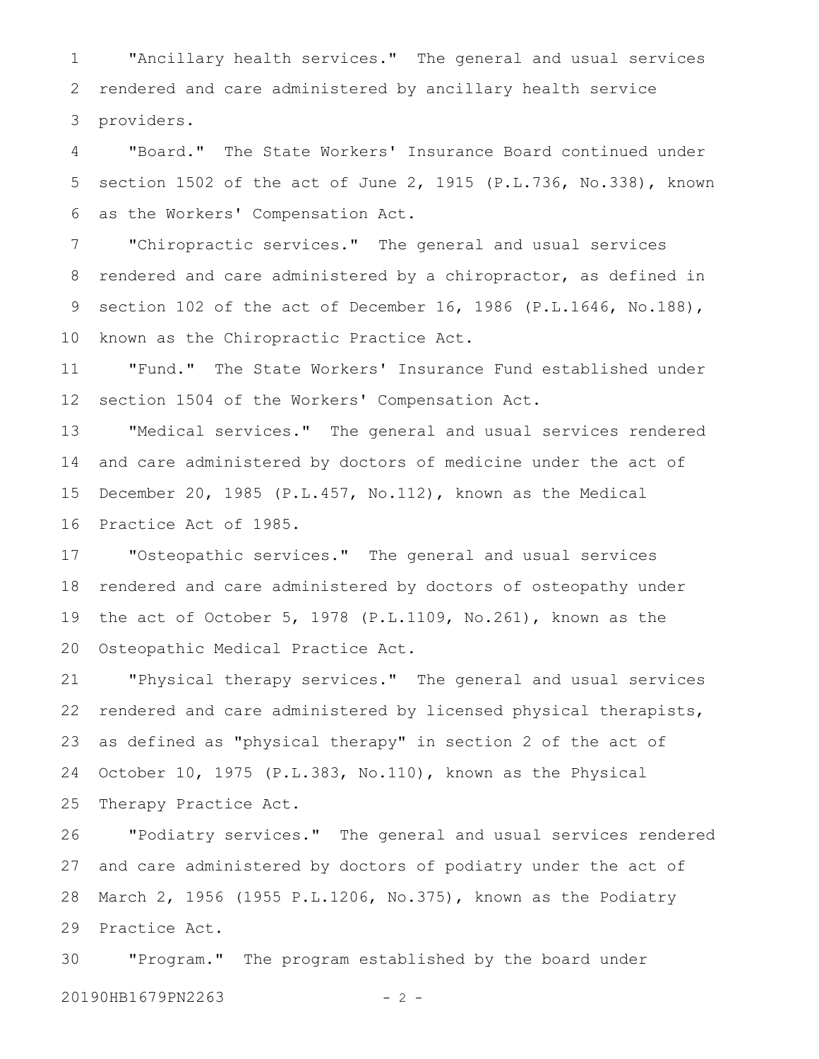"Ancillary health services." The general and usual services rendered and care administered by ancillary health service providers.

"Board." The State Workers' Insurance Board continued under section 1502 of the act of June 2, 1915 (P.L.736, No.338), known as the Workers' Compensation Act.

"Chiropractic services." The general and usual services rendered and care administered by a chiropractor, as defined in section 102 of the act of December 16, 1986 (P.L.1646, No.188), known as the Chiropractic Practice Act.

"Fund." The State Workers' Insurance Fund established under section 1504 of the Workers' Compensation Act.

"Medical services." The general and usual services rendered and care administered by doctors of medicine under the act of December 20, 1985 (P.L.457, No.112), known as the Medical Practice Act of 1985.

"Osteopathic services." The general and usual services rendered and care administered by doctors of osteopathy under the act of October 5, 1978 (P.L.1109, No.261), known as the Osteopathic Medical Practice Act.

"Physical therapy services." The general and usual services rendered and care administered by licensed physical therapists, as defined as "physical therapy" in section 2 of the act of October 10, 1975 (P.L.383, No.110), known as the Physical Therapy Practice Act.

"Podiatry services." The general and usual services rendered and care administered by doctors of podiatry under the act of March 2, 1956 (1955 P.L.1206, No.375), known as the Podiatry Practice Act.

"Program." The program established by the board under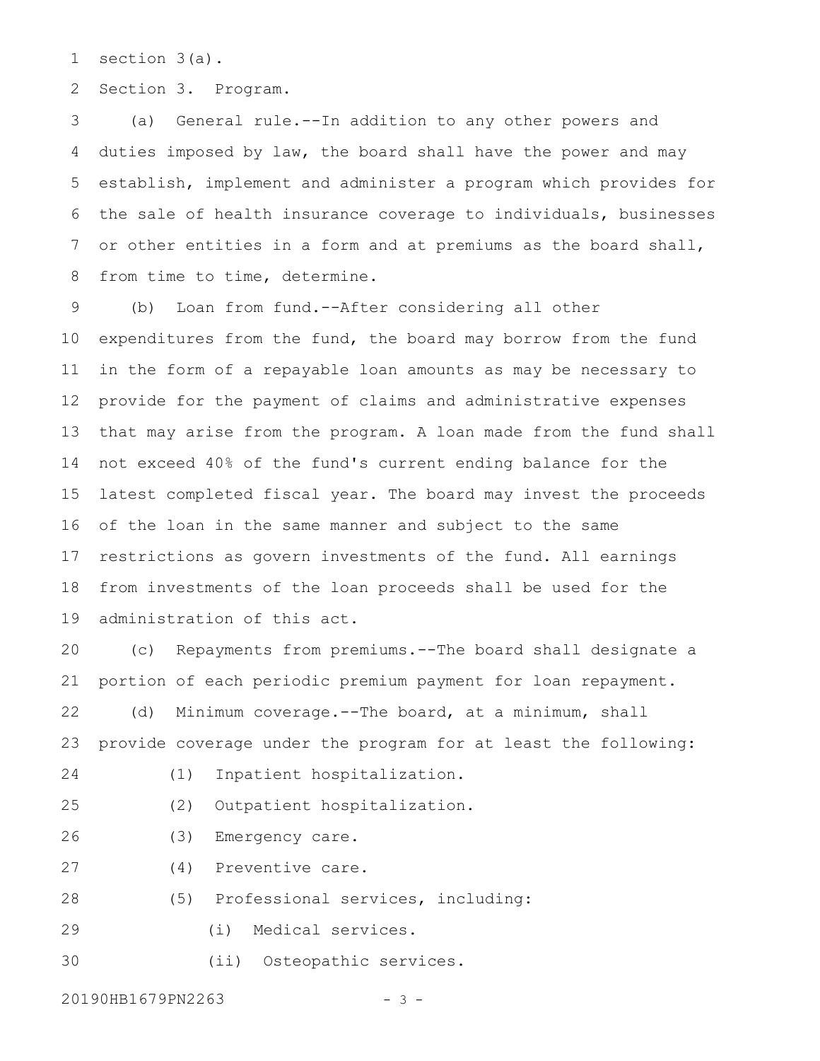section 3(a).

Section 3. Program.

(a) General rule.--In addition to any other powers and duties imposed by law, the board shall have the power and may establish, implement and administer a program which provides for the sale of health insurance coverage to individuals, businesses or other entities in a form and at premiums as the board shall, from time to time, determine.

(b) Loan from fund.--After considering all other expenditures from the fund, the board may borrow from the fund in the form of a repayable loan amounts as may be necessary to provide for the payment of claims and administrative expenses that may arise from the program. A loan made from the fund shall not exceed 40% of the fund's current ending balance for the latest completed fiscal year. The board may invest the proceeds of the loan in the same manner and subject to the same restrictions as govern investments of the fund. All earnings from investments of the loan proceeds shall be used for the administration of this act.

(c) Repayments from premiums.--The board shall designate a portion of each periodic premium payment for loan repayment.

(d) Minimum coverage.--The board, at a minimum, shall provide coverage under the program for at least the following:

(1) Inpatient hospitalization.

(2) Outpatient hospitalization.

(3) Emergency care.

(4) Preventive care.

(5) Professional services, including:

(i) Medical services.

(ii) Osteopathic services.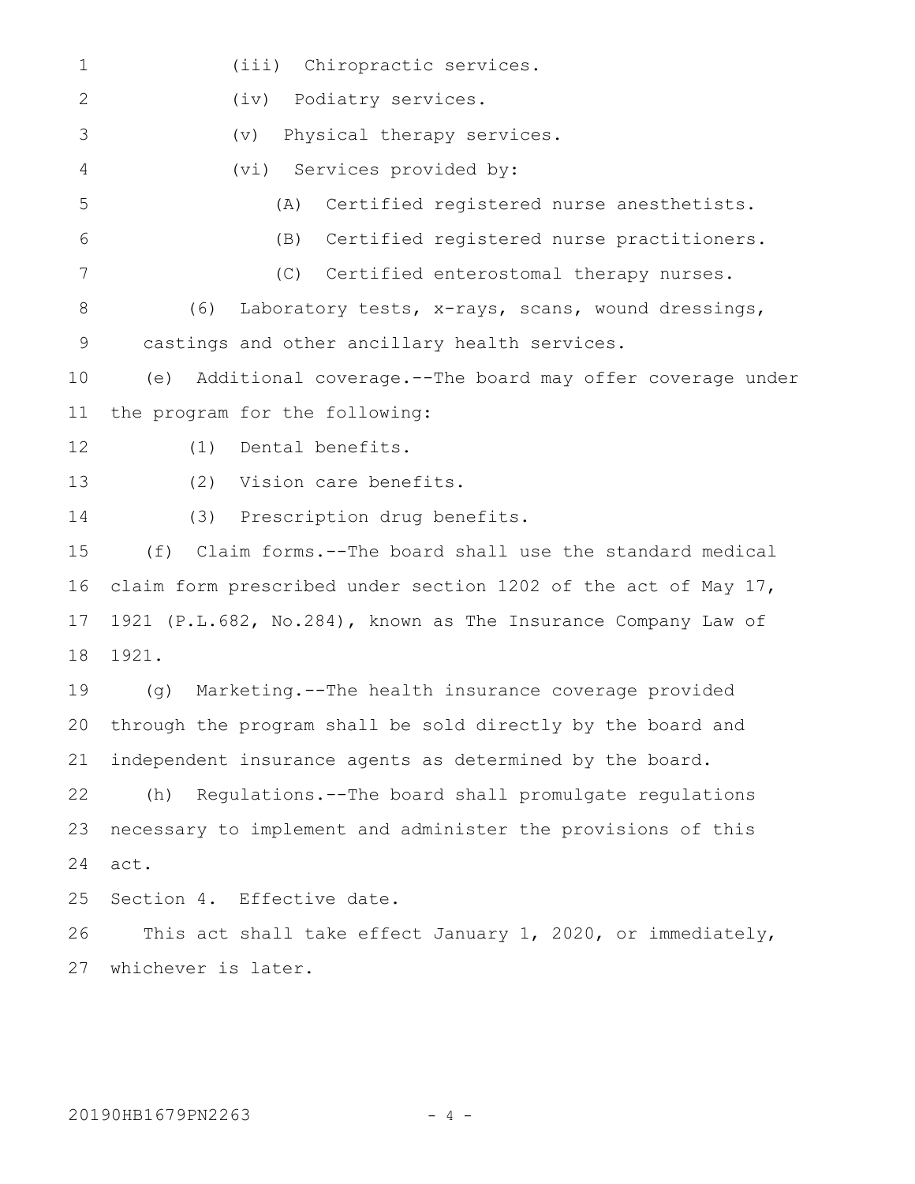(iii) Chiropractic services.

(iv) Podiatry services.

(v) Physical therapy services.

(vi) Services provided by:

(A) Certified registered nurse anesthetists.

(B) Certified registered nurse practitioners.

(C) Certified enterostomal therapy nurses.

(6) Laboratory tests, x-rays, scans, wound dressings, castings and other ancillary health services.

(e) Additional coverage.--The board may offer coverage under the program for the following:

(1) Dental benefits.

(2) Vision care benefits.

(3) Prescription drug benefits.

(f) Claim forms.--The board shall use the standard medical claim form prescribed under section 1202 of the act of May 17, 1921 (P.L.682, No.284), known as The Insurance Company Law of 1921.

(g) Marketing.--The health insurance coverage provided through the program shall be sold directly by the board and independent insurance agents as determined by the board.

(h) Regulations.--The board shall promulgate regulations necessary to implement and administer the provisions of this act.

Section 4. Effective date.

This act shall take effect January 1, 2020, or immediately, whichever is later.